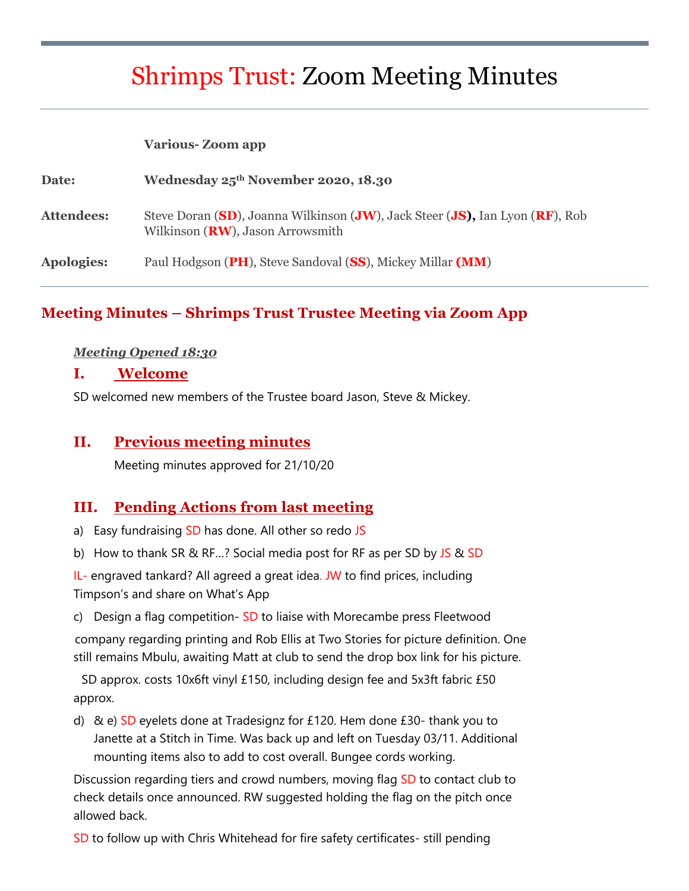# Shrimps Trust: Zoom Meeting Minutes

| | |
|---|---|
| | **Various- Zoom app** |
| **Date:** | **Wednesday 25th November 2020, 18.30** |
| **Attendees:** | Steve Doran (**SD**), Joanna Wilkinson (**JW**), Jack Steer (**JS**), Ian Lyon (**RF**), Rob Wilkinson (**RW**), Jason Arrowsmith |
| **Apologies:** | Paul Hodgson (**PH**), Steve Sandoval (**SS**), Mickey Millar (**MM**) |

## Meeting Minutes – Shrimps Trust Trustee Meeting via Zoom App

***Meeting Opened 18:30***

### I. Welcome

SD welcomed new members of the Trustee board Jason, Steve & Mickey.

### II. Previous meeting minutes

Meeting minutes approved for 21/10/20

### III. Pending Actions from last meeting

a) Easy fundraising SD has done. All other so redo JS

b) How to thank SR & RF…? Social media post for RF as per SD by JS & SD

IL- engraved tankard? All agreed a great idea. JW to find prices, including Timpson's and share on What's App

c) Design a flag competition- SD to liaise with Morecambe press Fleetwood company regarding printing and Rob Ellis at Two Stories for picture definition. One still remains Mbulu, awaiting Matt at club to send the drop box link for his picture.

SD approx. costs 10x6ft vinyl £150, including design fee and 5x3ft fabric £50 approx.

d) & e) SD eyelets done at Tradesignz for £120. Hem done £30- thank you to Janette at a Stitch in Time. Was back up and left on Tuesday 03/11. Additional mounting items also to add to cost overall. Bungee cords working.

Discussion regarding tiers and crowd numbers, moving flag SD to contact club to check details once announced. RW suggested holding the flag on the pitch once allowed back.

SD to follow up with Chris Whitehead for fire safety certificates- still pending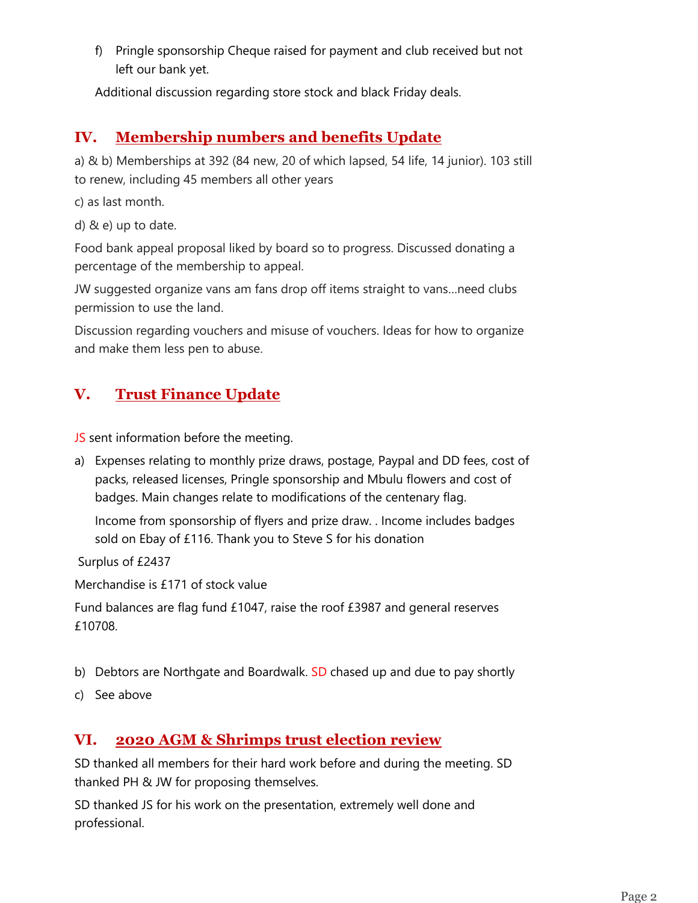f) Pringle sponsorship Cheque raised for payment and club received but not left our bank yet.

Additional discussion regarding store stock and black Friday deals.

## IV. Membership numbers and benefits Update

a) & b) Memberships at 392 (84 new, 20 of which lapsed, 54 life, 14 junior). 103 still to renew, including 45 members all other years

c) as last month.

d) & e) up to date.

Food bank appeal proposal liked by board so to progress. Discussed donating a percentage of the membership to appeal.

JW suggested organize vans am fans drop off items straight to vans…need clubs permission to use the land.

Discussion regarding vouchers and misuse of vouchers. Ideas for how to organize and make them less pen to abuse.

## V. Trust Finance Update

JS sent information before the meeting.

a) Expenses relating to monthly prize draws, postage, Paypal and DD fees, cost of packs, released licenses, Pringle sponsorship and Mbulu flowers and cost of badges. Main changes relate to modifications of the centenary flag.

   Income from sponsorship of flyers and prize draw. . Income includes badges sold on Ebay of £116. Thank you to Steve S for his donation

Surplus of £2437

Merchandise is £171 of stock value

Fund balances are flag fund £1047, raise the roof £3987 and general reserves £10708.

b) Debtors are Northgate and Boardwalk. SD chased up and due to pay shortly

c) See above

## VI. 2020 AGM & Shrimps trust election review

SD thanked all members for their hard work before and during the meeting. SD thanked PH & JW for proposing themselves.

SD thanked JS for his work on the presentation, extremely well done and professional.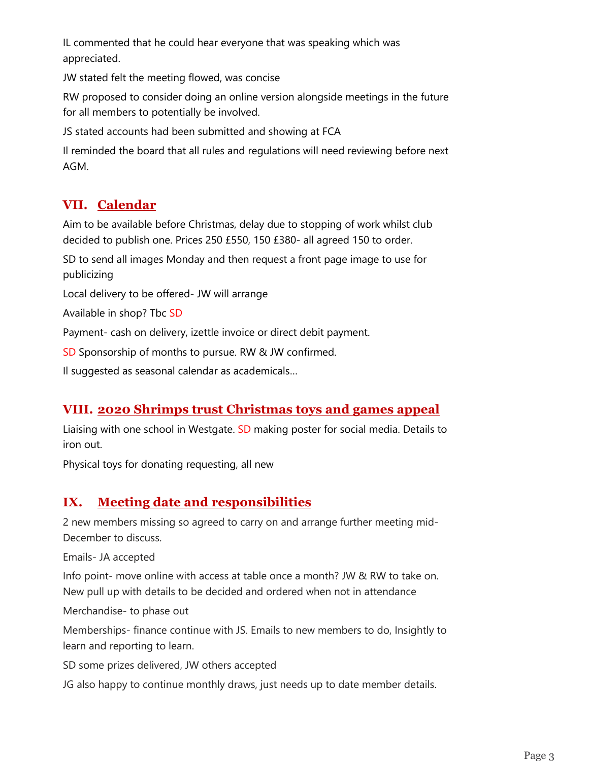IL commented that he could hear everyone that was speaking which was appreciated.

JW stated felt the meeting flowed, was concise

RW proposed to consider doing an online version alongside meetings in the future for all members to potentially be involved.

JS stated accounts had been submitted and showing at FCA

Il reminded the board that all rules and regulations will need reviewing before next AGM.

## VII. Calendar

Aim to be available before Christmas, delay due to stopping of work whilst club decided to publish one. Prices 250 £550, 150 £380- all agreed 150 to order.

SD to send all images Monday and then request a front page image to use for publicizing

Local delivery to be offered- JW will arrange

Available in shop? Tbc SD

Payment- cash on delivery, izettle invoice or direct debit payment.

SD Sponsorship of months to pursue. RW & JW confirmed.

Il suggested as seasonal calendar as academicals…

## VIII. 2020 Shrimps trust Christmas toys and games appeal

Liaising with one school in Westgate. SD making poster for social media. Details to iron out.

Physical toys for donating requesting, all new

## IX. Meeting date and responsibilities

2 new members missing so agreed to carry on and arrange further meeting mid-December to discuss.

Emails- JA accepted

Info point- move online with access at table once a month? JW & RW to take on. New pull up with details to be decided and ordered when not in attendance

Merchandise- to phase out

Memberships- finance continue with JS. Emails to new members to do, Insightly to learn and reporting to learn.

SD some prizes delivered, JW others accepted

JG also happy to continue monthly draws, just needs up to date member details.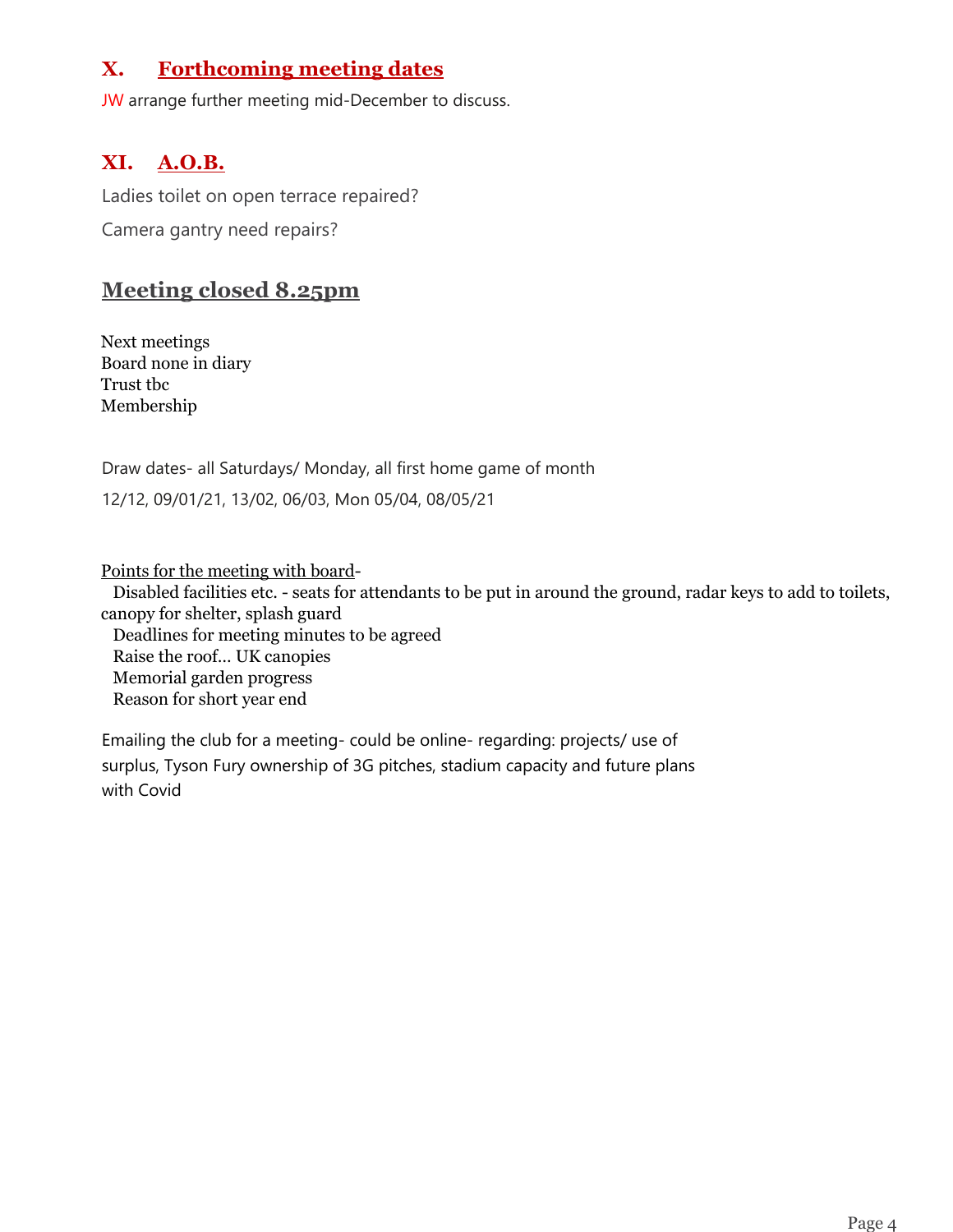## X. Forthcoming meeting dates

JW arrange further meeting mid-December to discuss.

## XI. A.O.B.

Ladies toilet on open terrace repaired?

Camera gantry need repairs?

## Meeting closed 8.25pm

Next meetings
Board none in diary
Trust tbc
Membership

Draw dates- all Saturdays/ Monday, all first home game of month

12/12, 09/01/21, 13/02, 06/03, Mon 05/04, 08/05/21

Points for the meeting with board-

- Disabled facilities etc. - seats for attendants to be put in around the ground, radar keys to add to toilets, canopy for shelter, splash guard
- Deadlines for meeting minutes to be agreed
- Raise the roof... UK canopies
- Memorial garden progress
- Reason for short year end

Emailing the club for a meeting- could be online- regarding: projects/ use of surplus, Tyson Fury ownership of 3G pitches, stadium capacity and future plans with Covid